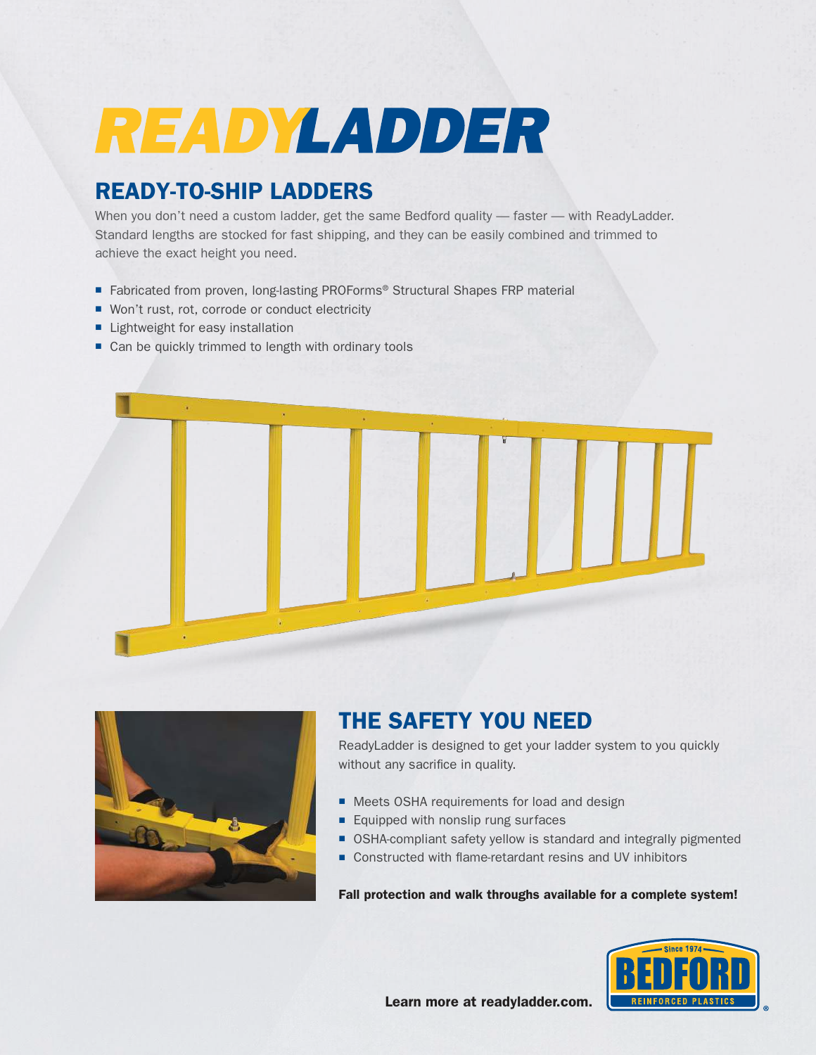# READYLADDER

## READY-TO-SHIP LADDERS

When you don't need a custom ladder, get the same Bedford quality — faster — with ReadyLadder. Standard lengths are stocked for fast shipping, and they can be easily combined and trimmed to achieve the exact height you need.

- Fabricated from proven, long-lasting PROForms® Structural Shapes FRP material
- Won't rust, rot, corrode or conduct electricity
- Lightweight for easy installation
- Can be quickly trimmed to length with ordinary tools

## THE SAFETY YOU NEED

ReadyLadder is designed to get your ladder system to you quickly without any sacrifice in quality.

- Meets OSHA requirements for load and design
- Equipped with nonslip rung surfaces
- OSHA-compliant safety yellow is standard and integrally pigmented
- Constructed with flame-retardant resins and UV inhibitors

**Fall protection and walk throughs available for a complete system!**

**Learn more at readyladder.com.**

Since 1974 BEDFORD REINFORCED PLASTICS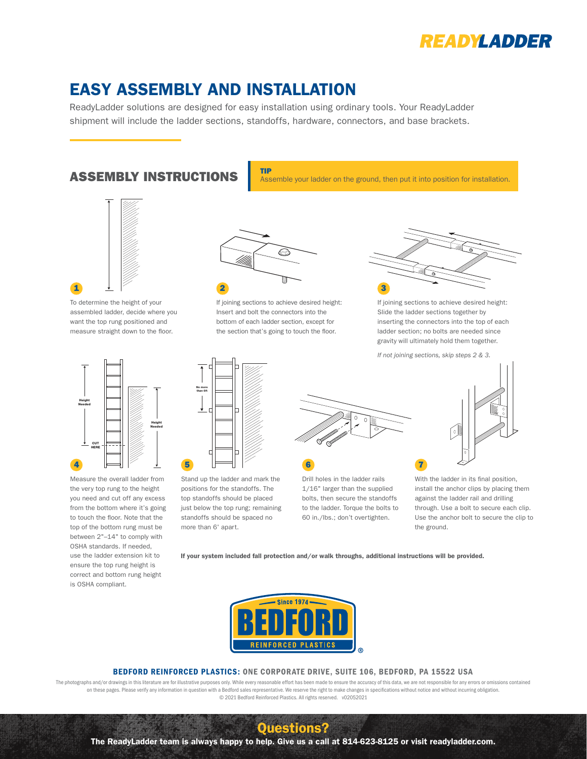READYLADDER

# EASY ASSEMBLY AND INSTALLATION

ReadyLadder solutions are designed for easy installation using ordinary tools. Your ReadyLadder shipment will include the ladder sections, standoffs, hardware, connectors, and base brackets.

## ASSEMBLY INSTRUCTIONS

**TIP**
Assemble your ladder on the ground, then put it into position for installation.

**1** To determine the height of your assembled ladder, decide where you want the top rung positioned and measure straight down to the floor.

**2** If joining sections to achieve desired height: Insert and bolt the connectors into the bottom of each ladder section, except for the section that's going to touch the floor.

**3** If joining sections to achieve desired height: Slide the ladder sections together by inserting the connectors into the top of each ladder section; no bolts are needed since gravity will ultimately hold them together.

*If not joining sections, skip steps 2 & 3.*

Height Needed

CUT HERE

Height Needed

**4** Measure the overall ladder from the very top rung to the height you need and cut off any excess from the bottom where it's going to touch the floor. Note that the top of the bottom rung must be between 2"–14" to comply with OSHA standards. If needed, use the ladder extension kit to ensure the top rung height is correct and bottom rung height is OSHA compliant.

No more than 6ft

**5** Stand up the ladder and mark the positions for the standoffs. The top standoffs should be placed just below the top rung; remaining standoffs should be spaced no more than 6' apart.

**6** Drill holes in the ladder rails 1/16" larger than the supplied bolts, then secure the standoffs to the ladder. Torque the bolts to 60 in./lbs.; don't overtighten.

**7** With the ladder in its final position, install the anchor clips by placing them against the ladder rail and drilling through. Use a bolt to secure each clip. Use the anchor bolt to secure the clip to the ground.

**If your system included fall protection and/or walk throughs, additional instructions will be provided.**

Since 1974 BEDFORD REINFORCED PLASTICS ®

**BEDFORD REINFORCED PLASTICS: ONE CORPORATE DRIVE, SUITE 106, BEDFORD, PA 15522 USA**

The photographs and/or drawings in this literature are for illustrative purposes only. While every reasonable effort has been made to ensure the accuracy of this data, we are not responsible for any errors or omissions contained on these pages. Please verify any information in question with a Bedford sales representative. We reserve the right to make changes in specifications without notice and without incurring obligation.
© 2021 Bedford Reinforced Plastics. All rights reserved. v02052021

## Questions?

**The ReadyLadder team is always happy to help. Give us a call at 814-623-8125 or visit readyladder.com.**